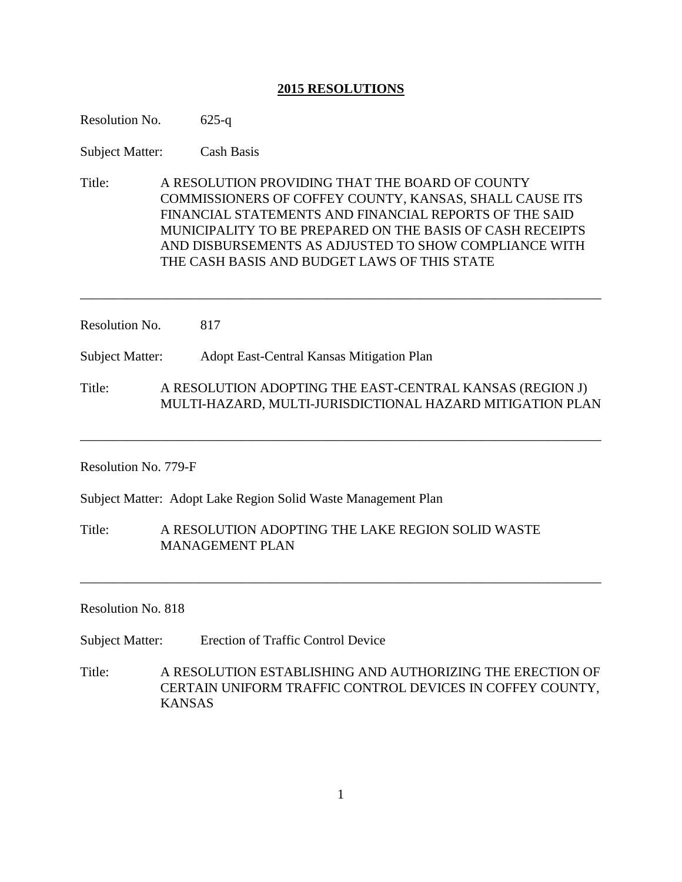# 2015 RESOLUTIONS

Resolution No. 625-q

Subject Matter: Cash Basis

Title: A RESOLUTION PROVIDING THAT THE BOARD OF COUNTY COMMISSIONERS OF COFFEY COUNTY, KANSAS, SHALL CAUSE ITS FINANCIAL STATEMENTS AND FINANCIAL REPORTS OF THE SAID MUNICIPALITY TO BE PREPARED ON THE BASIS OF CASH RECEIPTS AND DISBURSEMENTS AS ADJUSTED TO SHOW COMPLIANCE WITH THE CASH BASIS AND BUDGET LAWS OF THIS STATE

---

Resolution No. 817

Subject Matter: Adopt East-Central Kansas Mitigation Plan

Title: A RESOLUTION ADOPTING THE EAST-CENTRAL KANSAS (REGION J) MULTI-HAZARD, MULTI-JURISDICTIONAL HAZARD MITIGATION PLAN

---

Resolution No. 779-F

Subject Matter: Adopt Lake Region Solid Waste Management Plan

Title: A RESOLUTION ADOPTING THE LAKE REGION SOLID WASTE MANAGEMENT PLAN

---

Resolution No. 818

Subject Matter: Erection of Traffic Control Device

Title: A RESOLUTION ESTABLISHING AND AUTHORIZING THE ERECTION OF CERTAIN UNIFORM TRAFFIC CONTROL DEVICES IN COFFEY COUNTY, KANSAS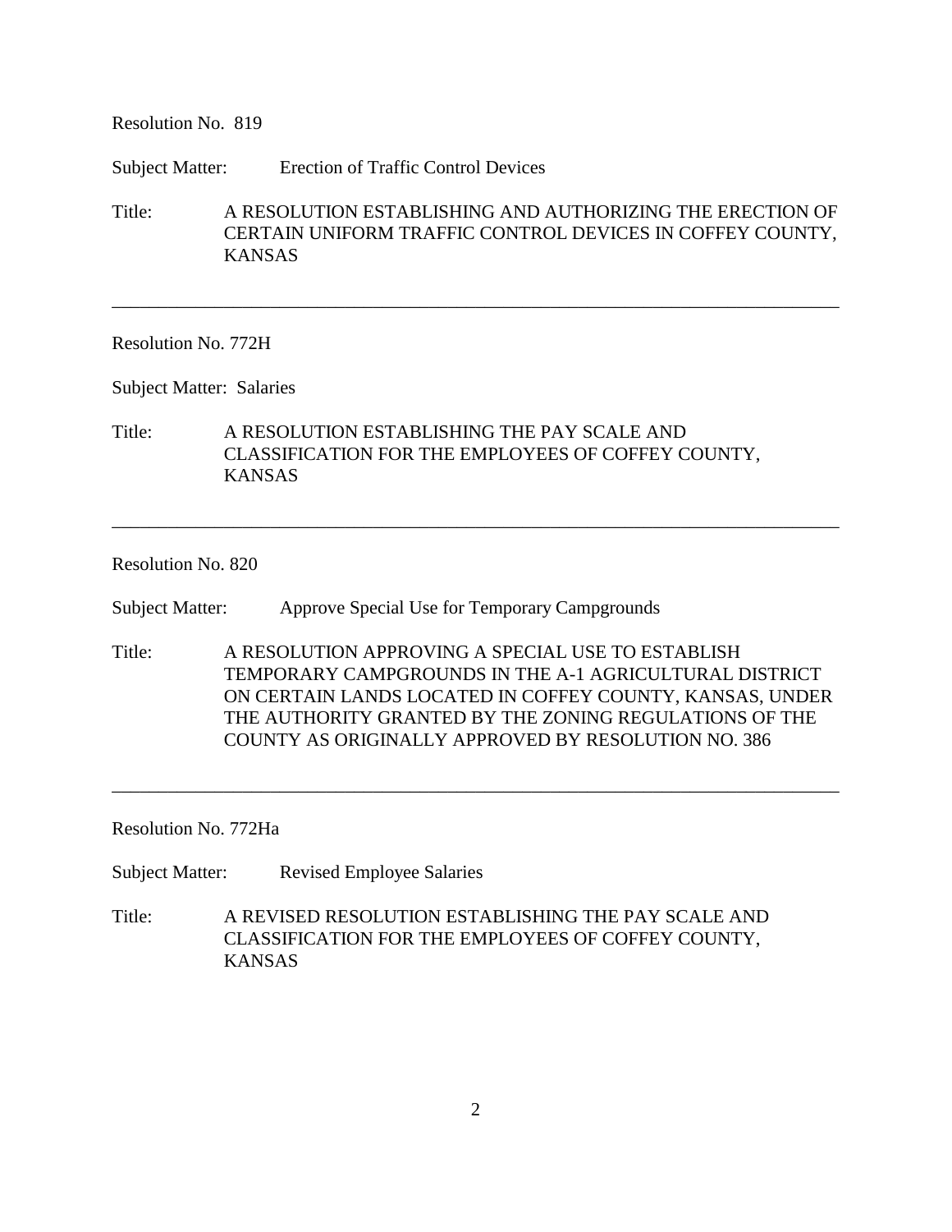Resolution No. 819

Subject Matter: Erection of Traffic Control Devices

Title: A RESOLUTION ESTABLISHING AND AUTHORIZING THE ERECTION OF CERTAIN UNIFORM TRAFFIC CONTROL DEVICES IN COFFEY COUNTY, KANSAS

---

Resolution No. 772H

Subject Matter: Salaries

Title: A RESOLUTION ESTABLISHING THE PAY SCALE AND CLASSIFICATION FOR THE EMPLOYEES OF COFFEY COUNTY, KANSAS

---

Resolution No. 820

Subject Matter: Approve Special Use for Temporary Campgrounds

Title: A RESOLUTION APPROVING A SPECIAL USE TO ESTABLISH TEMPORARY CAMPGROUNDS IN THE A-1 AGRICULTURAL DISTRICT ON CERTAIN LANDS LOCATED IN COFFEY COUNTY, KANSAS, UNDER THE AUTHORITY GRANTED BY THE ZONING REGULATIONS OF THE COUNTY AS ORIGINALLY APPROVED BY RESOLUTION NO. 386

---

Resolution No. 772Ha

Subject Matter: Revised Employee Salaries

Title: A REVISED RESOLUTION ESTABLISHING THE PAY SCALE AND CLASSIFICATION FOR THE EMPLOYEES OF COFFEY COUNTY, KANSAS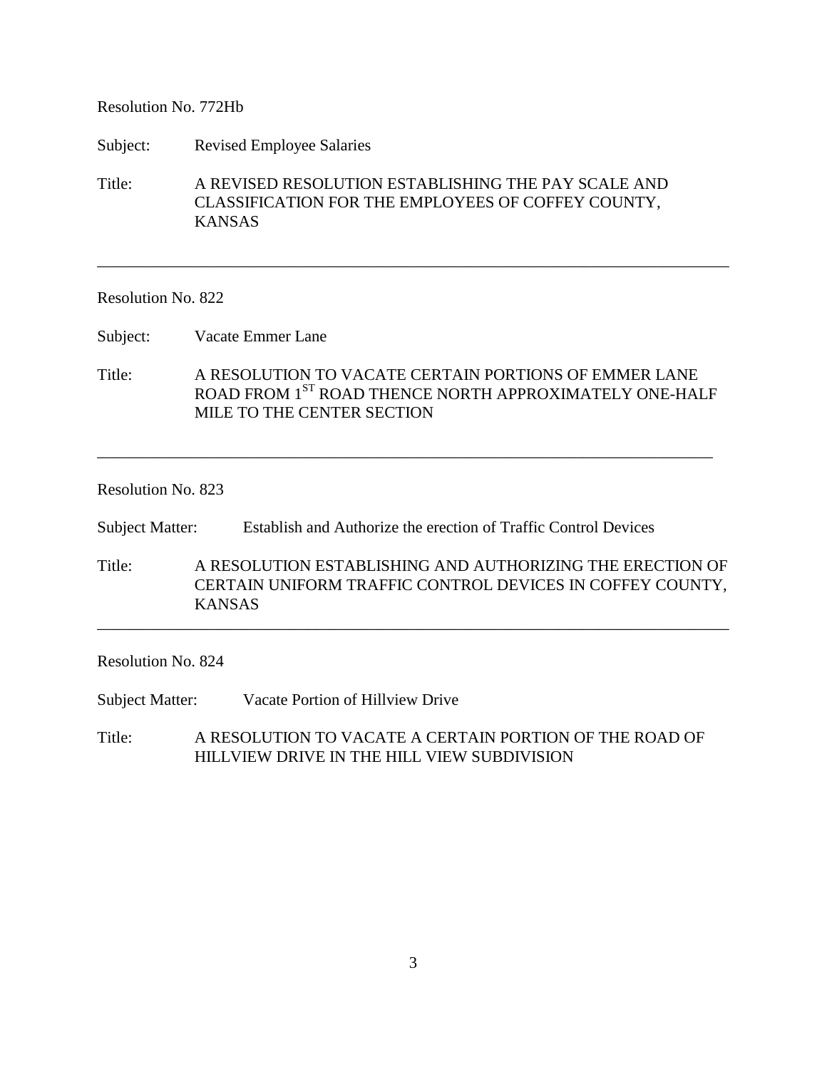Resolution No. 772Hb

Subject: Revised Employee Salaries

Title: A REVISED RESOLUTION ESTABLISHING THE PAY SCALE AND CLASSIFICATION FOR THE EMPLOYEES OF COFFEY COUNTY, KANSAS

---

Resolution No. 822

Subject: Vacate Emmer Lane

Title: A RESOLUTION TO VACATE CERTAIN PORTIONS OF EMMER LANE ROAD FROM 1ST ROAD THENCE NORTH APPROXIMATELY ONE-HALF MILE TO THE CENTER SECTION

---

Resolution No. 823

Subject Matter: Establish and Authorize the erection of Traffic Control Devices

Title: A RESOLUTION ESTABLISHING AND AUTHORIZING THE ERECTION OF CERTAIN UNIFORM TRAFFIC CONTROL DEVICES IN COFFEY COUNTY, KANSAS

---

Resolution No. 824

Subject Matter: Vacate Portion of Hillview Drive

Title: A RESOLUTION TO VACATE A CERTAIN PORTION OF THE ROAD OF HILLVIEW DRIVE IN THE HILL VIEW SUBDIVISION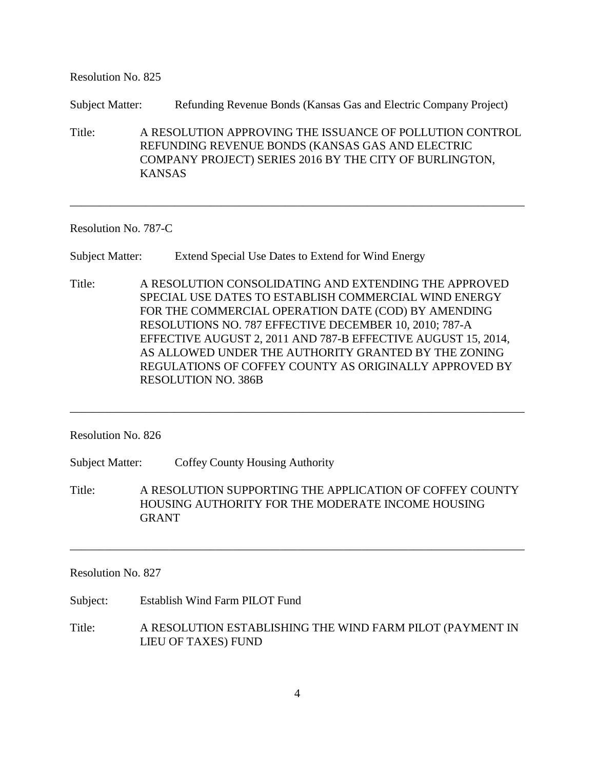Resolution No. 825

Subject Matter: Refunding Revenue Bonds (Kansas Gas and Electric Company Project)

Title: A RESOLUTION APPROVING THE ISSUANCE OF POLLUTION CONTROL REFUNDING REVENUE BONDS (KANSAS GAS AND ELECTRIC COMPANY PROJECT) SERIES 2016 BY THE CITY OF BURLINGTON, KANSAS

---

Resolution No. 787-C

Subject Matter: Extend Special Use Dates to Extend for Wind Energy

Title: A RESOLUTION CONSOLIDATING AND EXTENDING THE APPROVED SPECIAL USE DATES TO ESTABLISH COMMERCIAL WIND ENERGY FOR THE COMMERCIAL OPERATION DATE (COD) BY AMENDING RESOLUTIONS NO. 787 EFFECTIVE DECEMBER 10, 2010; 787-A EFFECTIVE AUGUST 2, 2011 AND 787-B EFFECTIVE AUGUST 15, 2014, AS ALLOWED UNDER THE AUTHORITY GRANTED BY THE ZONING REGULATIONS OF COFFEY COUNTY AS ORIGINALLY APPROVED BY RESOLUTION NO. 386B

---

Resolution No. 826

Subject Matter: Coffey County Housing Authority

Title: A RESOLUTION SUPPORTING THE APPLICATION OF COFFEY COUNTY HOUSING AUTHORITY FOR THE MODERATE INCOME HOUSING GRANT

---

Resolution No. 827

Subject: Establish Wind Farm PILOT Fund

Title: A RESOLUTION ESTABLISHING THE WIND FARM PILOT (PAYMENT IN LIEU OF TAXES) FUND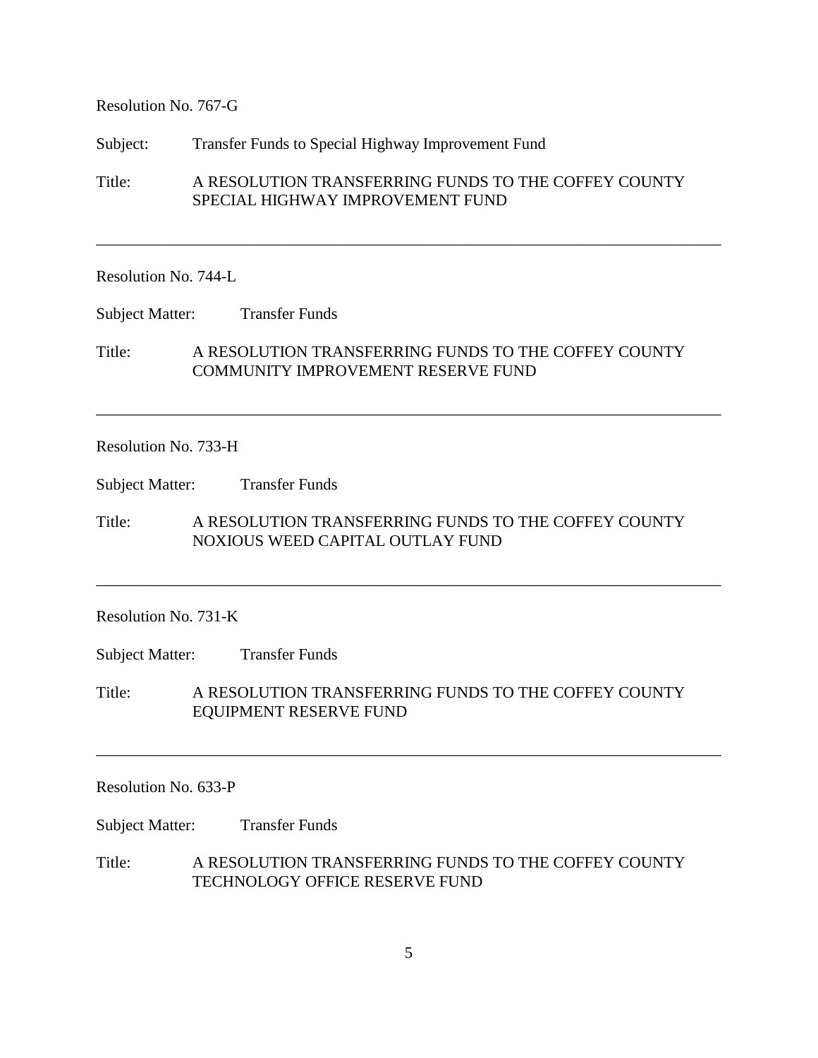Resolution No. 767-G

Subject: Transfer Funds to Special Highway Improvement Fund

Title: A RESOLUTION TRANSFERRING FUNDS TO THE COFFEY COUNTY SPECIAL HIGHWAY IMPROVEMENT FUND

---

Resolution No. 744-L

Subject Matter: Transfer Funds

Title: A RESOLUTION TRANSFERRING FUNDS TO THE COFFEY COUNTY COMMUNITY IMPROVEMENT RESERVE FUND

---

Resolution No. 733-H

Subject Matter: Transfer Funds

Title: A RESOLUTION TRANSFERRING FUNDS TO THE COFFEY COUNTY NOXIOUS WEED CAPITAL OUTLAY FUND

---

Resolution No. 731-K

Subject Matter: Transfer Funds

Title: A RESOLUTION TRANSFERRING FUNDS TO THE COFFEY COUNTY EQUIPMENT RESERVE FUND

---

Resolution No. 633-P

Subject Matter: Transfer Funds

Title: A RESOLUTION TRANSFERRING FUNDS TO THE COFFEY COUNTY TECHNOLOGY OFFICE RESERVE FUND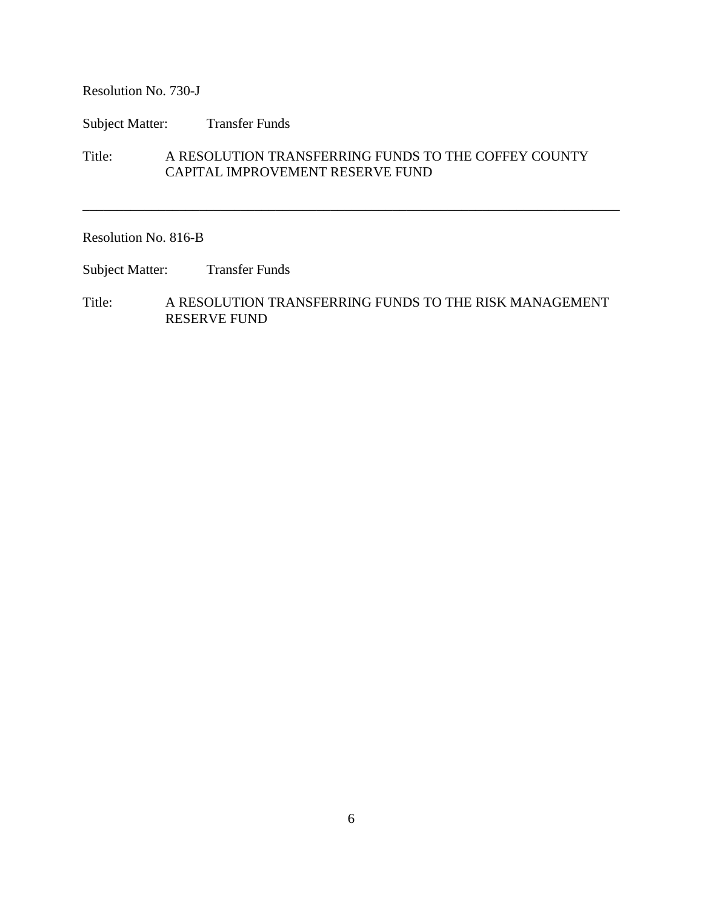Resolution No. 730-J

Subject Matter: Transfer Funds

Title: A RESOLUTION TRANSFERRING FUNDS TO THE COFFEY COUNTY CAPITAL IMPROVEMENT RESERVE FUND

---

Resolution No. 816-B

Subject Matter: Transfer Funds

Title: A RESOLUTION TRANSFERRING FUNDS TO THE RISK MANAGEMENT RESERVE FUND